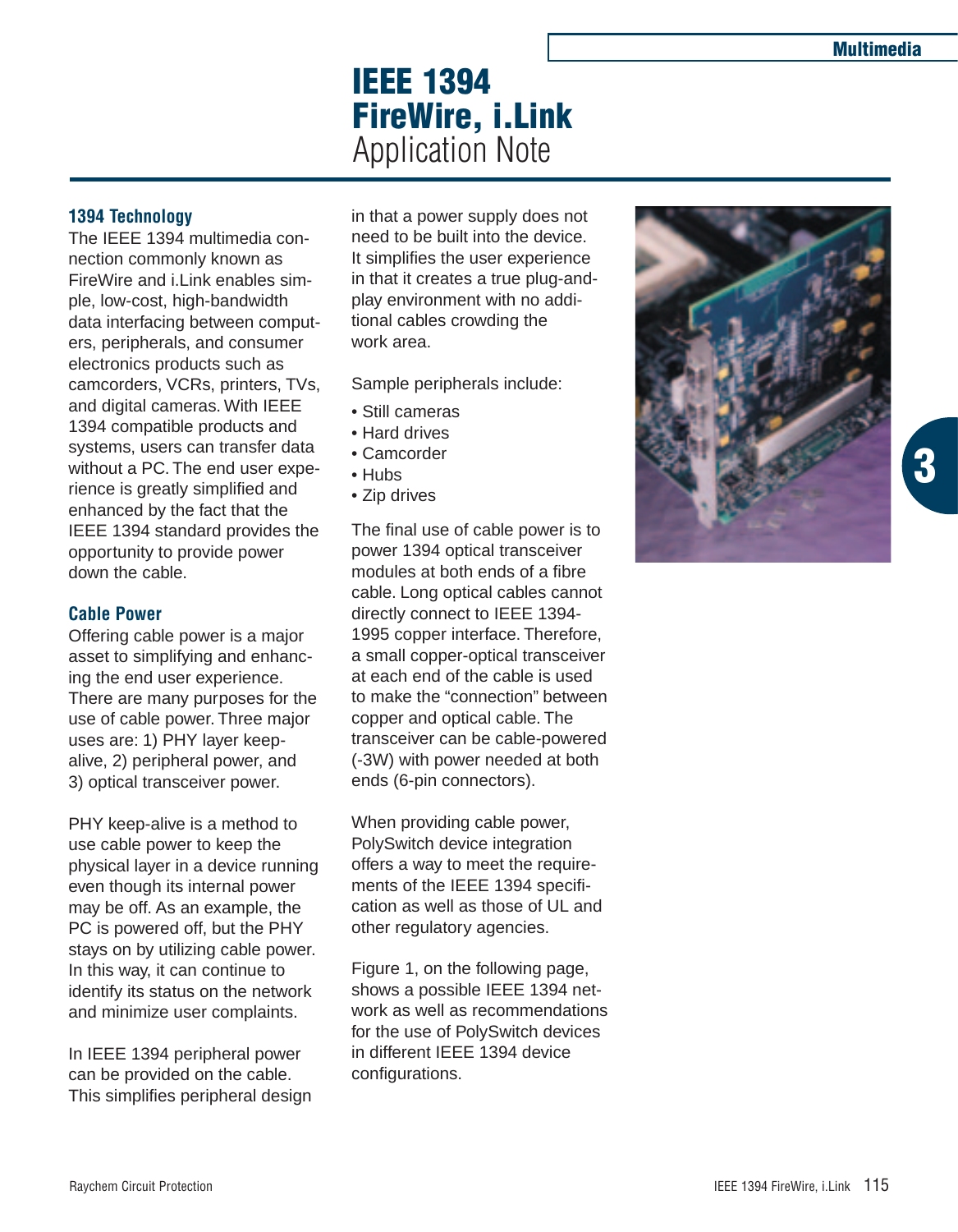# IEEE 1394 FireWire, i.Link Application Note

## 1394 Technology

The IEEE 1394 multimedia connection commonly known as FireWire and i.Link enables simple, low-cost, high-bandwidth data interfacing between computers, peripherals, and consumer electronics products such as camcorders, VCRs, printers, TVs, and digital cameras. With IEEE 1394 compatible products and systems, users can transfer data without a PC. The end user experience is greatly simplified and enhanced by the fact that the IEEE 1394 standard provides the opportunity to provide power down the cable.

## Cable Power

Offering cable power is a major asset to simplifying and enhancing the end user experience. There are many purposes for the use of cable power. Three major uses are: 1) PHY layer keep-alive, 2) peripheral power, and 3) optical transceiver power.

PHY keep-alive is a method to use cable power to keep the physical layer in a device running even though its internal power may be off. As an example, the PC is powered off, but the PHY stays on by utilizing cable power. In this way, it can continue to identify its status on the network and minimize user complaints.

In IEEE 1394 peripheral power can be provided on the cable. This simplifies peripheral design in that a power supply does not need to be built into the device. It simplifies the user experience in that it creates a true plug-and-play environment with no additional cables crowding the work area.

Sample peripherals include:

- Still cameras
- Hard drives
- Camcorder
- Hubs
- Zip drives

The final use of cable power is to power 1394 optical transceiver modules at both ends of a fibre cable. Long optical cables cannot directly connect to IEEE 1394-1995 copper interface. Therefore, a small copper-optical transceiver at each end of the cable is used to make the “connection” between copper and optical cable. The transceiver can be cable-powered (-3W) with power needed at both ends (6-pin connectors).

When providing cable power, PolySwitch device integration offers a way to meet the requirements of the IEEE 1394 specification as well as those of UL and other regulatory agencies.

Figure 1, on the following page, shows a possible IEEE 1394 network as well as recommendations for the use of PolySwitch devices in different IEEE 1394 device configurations.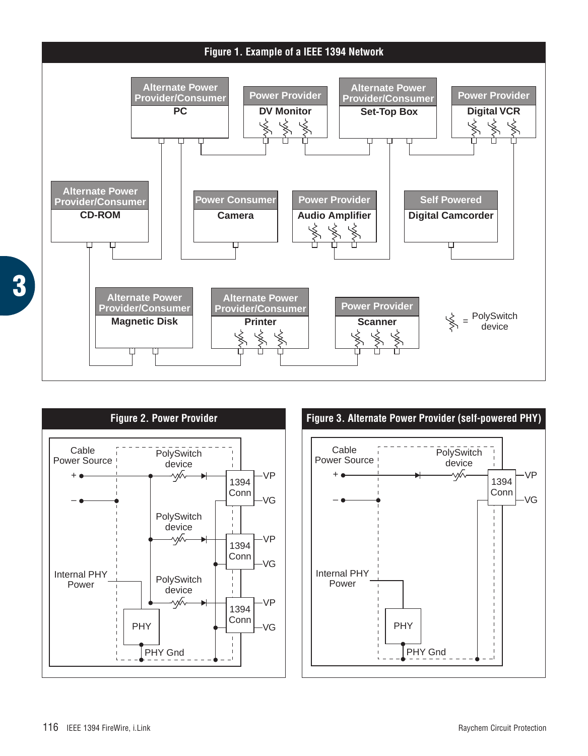**Figure 1. Example of a IEEE 1394 Network**

Alternate Power Provider/Consumer
PC

Power Provider
DV Monitor

Alternate Power Provider/Consumer
Set-Top Box

Power Provider
Digital VCR

Alternate Power Provider/Consumer
CD-ROM

Power Consumer
Camera

Power Provider
Audio Amplifier

Self Powered
Digital Camcorder

Alternate Power Provider/Consumer
Magnetic Disk

Alternate Power Provider/Consumer
Printer

Power Provider
Scanner

= PolySwitch device

**Figure 2. Power Provider**

Cable Power Source
+
–
PolySwitch device
1394 Conn
VP
VG
PolySwitch device
1394 Conn
VP
VG
Internal PHY Power
PolySwitch device
1394 Conn
VP
VG
PHY
PHY Gnd

**Figure 3. Alternate Power Provider (self-powered PHY)**

Cable Power Source
+
–
PolySwitch device
1394 Conn
VP
VG
Internal PHY Power
PHY
PHY Gnd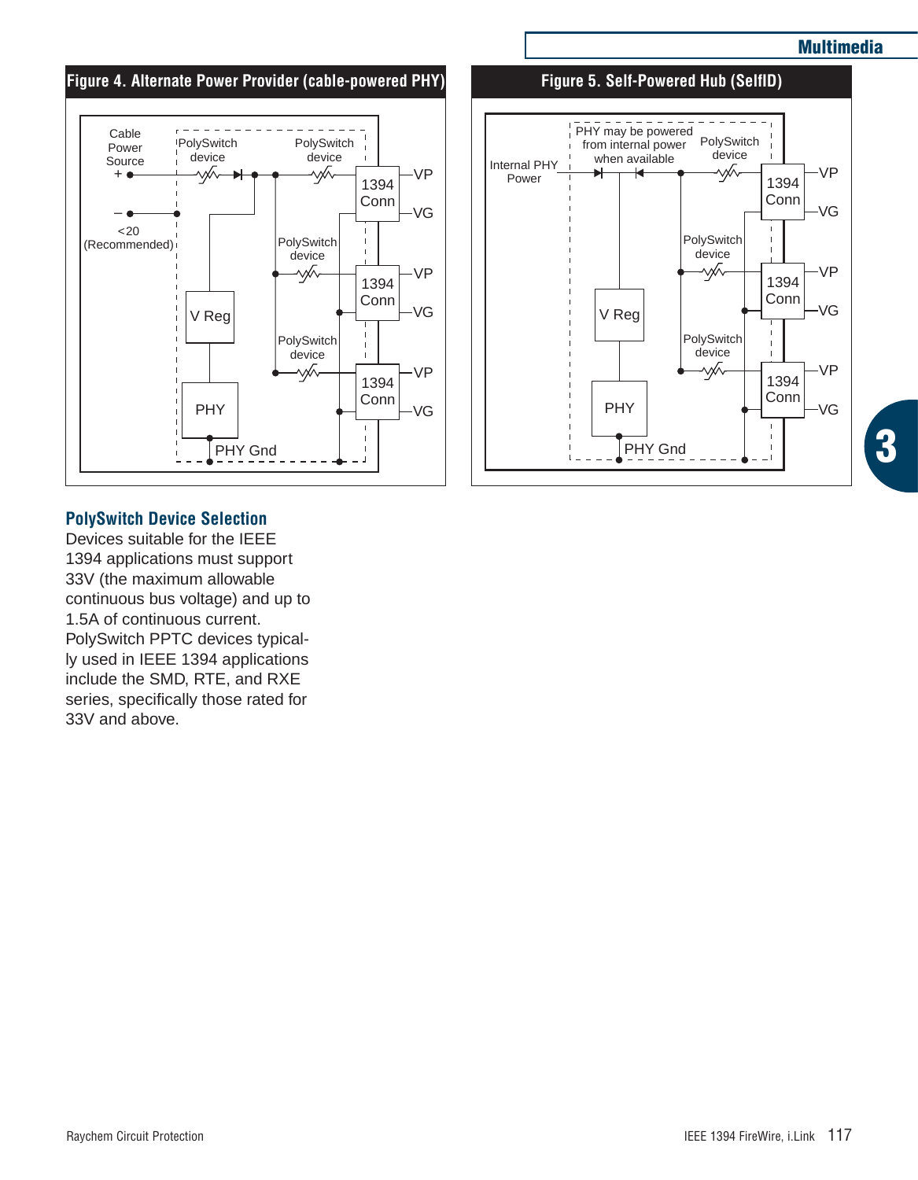## Figure 4. Alternate Power Provider (cable-powered PHY)

Cable Power Source
+
–
<20 (Recommended)
PolySwitch device
PolySwitch device
PolySwitch device
PolySwitch device
1394 Conn
VP
VG
1394 Conn
VP
VG
1394 Conn
VP
VG
V Reg
PHY
PHY Gnd

## Figure 5. Self-Powered Hub (SelfID)

Internal PHY Power
PHY may be powered from internal power when available
PolySwitch device
PolySwitch device
PolySwitch device
1394 Conn
VP
VG
1394 Conn
VP
VG
1394 Conn
VP
VG
V Reg
PHY
PHY Gnd

## PolySwitch Device Selection

Devices suitable for the IEEE 1394 applications must support 33V (the maximum allowable continuous bus voltage) and up to 1.5A of continuous current. PolySwitch PPTC devices typically used in IEEE 1394 applications include the SMD, RTE, and RXE series, specifically those rated for 33V and above.